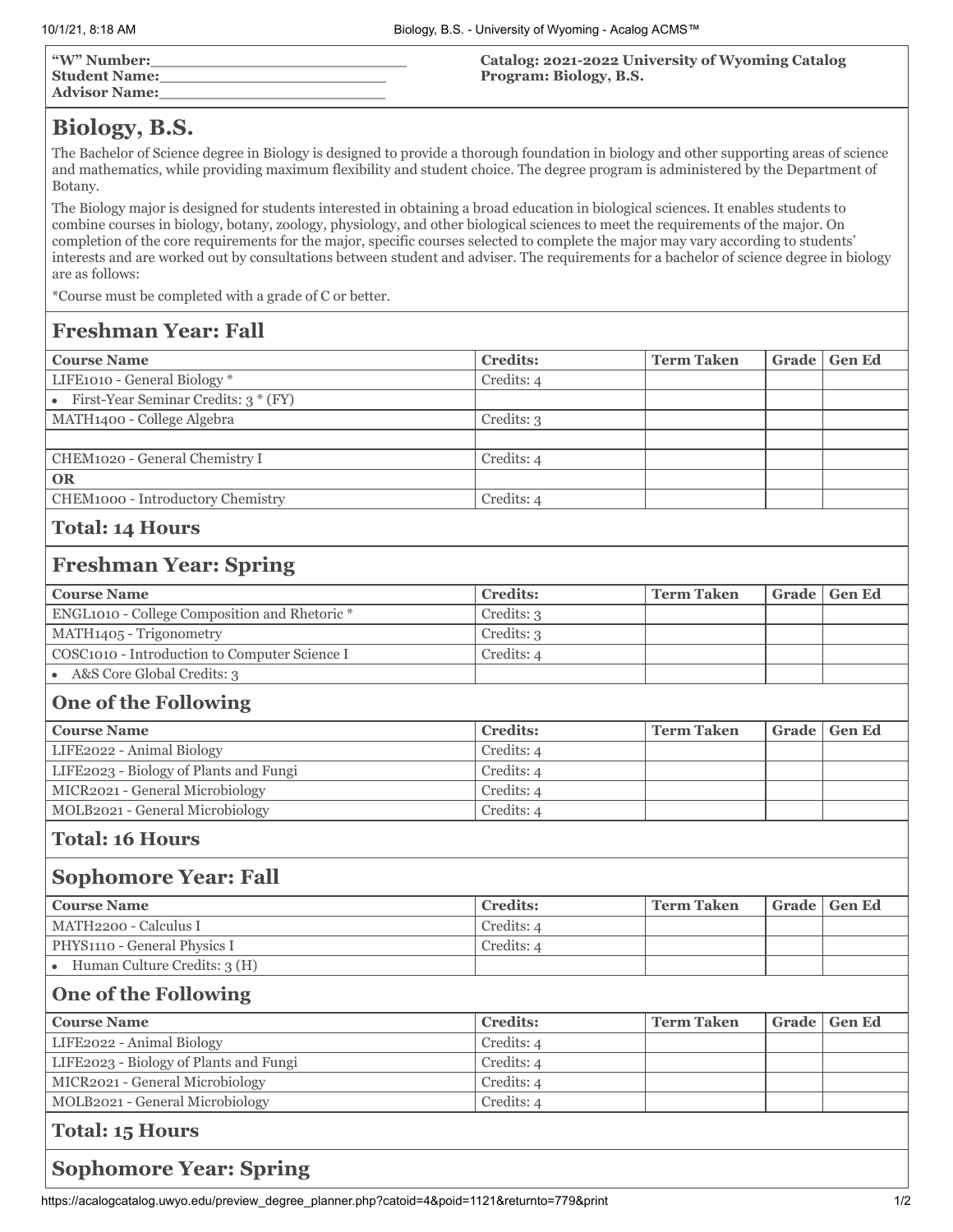| "W" Number:\_\_\_\_\_\_\_\_\_\_\_\_\_\_\_\_\_\_\_\_\_\_\_\_ | Catalog: 2021-2022 University of Wyoming Catalog |
|---|---|
| Student Name:\_\_\_\_\_\_\_\_\_\_\_\_\_\_\_\_\_\_\_\_\_\_ | Program: Biology, B.S. |
| Advisor Name:\_\_\_\_\_\_\_\_\_\_\_\_\_\_\_\_\_\_\_\_\_\_ | |

# Biology, B.S.

The Bachelor of Science degree in Biology is designed to provide a thorough foundation in biology and other supporting areas of science and mathematics, while providing maximum flexibility and student choice. The degree program is administered by the Department of Botany.

The Biology major is designed for students interested in obtaining a broad education in biological sciences. It enables students to combine courses in biology, botany, zoology, physiology, and other biological sciences to meet the requirements of the major. On completion of the core requirements for the major, specific courses selected to complete the major may vary according to students' interests and are worked out by consultations between student and adviser. The requirements for a bachelor of science degree in biology are as follows:

*Course must be completed with a grade of C or better.

## Freshman Year: Fall

| Course Name | Credits: | Term Taken | Grade | Gen Ed |
|---|---|---|---|---|
| LIFE1010 - General Biology * | Credits: 4 | | | |
| • First-Year Seminar Credits: 3 * (FY) | | | | |
| MATH1400 - College Algebra | Credits: 3 | | | |
| | | | | |
| CHEM1020 - General Chemistry I | Credits: 4 | | | |
| **OR** | | | | |
| CHEM1000 - Introductory Chemistry | Credits: 4 | | | |

### Total: 14 Hours

## Freshman Year: Spring

| Course Name | Credits: | Term Taken | Grade | Gen Ed |
|---|---|---|---|---|
| ENGL1010 - College Composition and Rhetoric * | Credits: 3 | | | |
| MATH1405 - Trigonometry | Credits: 3 | | | |
| COSC1010 - Introduction to Computer Science I | Credits: 4 | | | |
| • A&S Core Global Credits: 3 | | | | |

### One of the Following

| Course Name | Credits: | Term Taken | Grade | Gen Ed |
|---|---|---|---|---|
| LIFE2022 - Animal Biology | Credits: 4 | | | |
| LIFE2023 - Biology of Plants and Fungi | Credits: 4 | | | |
| MICR2021 - General Microbiology | Credits: 4 | | | |
| MOLB2021 - General Microbiology | Credits: 4 | | | |

### Total: 16 Hours

## Sophomore Year: Fall

| Course Name | Credits: | Term Taken | Grade | Gen Ed |
|---|---|---|---|---|
| MATH2200 - Calculus I | Credits: 4 | | | |
| PHYS1110 - General Physics I | Credits: 4 | | | |
| • Human Culture Credits: 3 (H) | | | | |

### One of the Following

| Course Name | Credits: | Term Taken | Grade | Gen Ed |
|---|---|---|---|---|
| LIFE2022 - Animal Biology | Credits: 4 | | | |
| LIFE2023 - Biology of Plants and Fungi | Credits: 4 | | | |
| MICR2021 - General Microbiology | Credits: 4 | | | |
| MOLB2021 - General Microbiology | Credits: 4 | | | |

### Total: 15 Hours

## Sophomore Year: Spring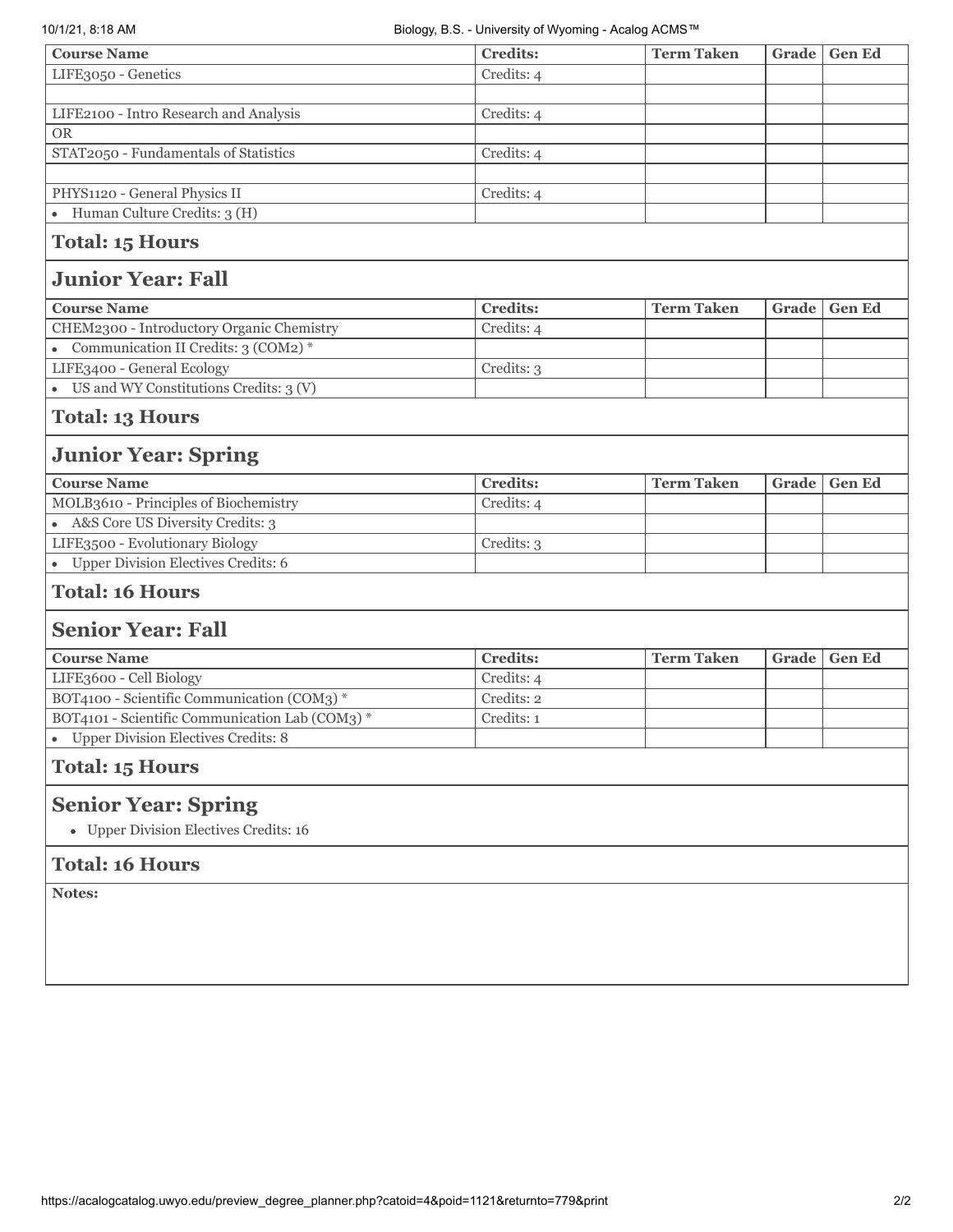| Course Name | Credits: | Term Taken | Grade | Gen Ed |
|---|---|---|---|---|
| LIFE3050 - Genetics | Credits: 4 | | | |
| | | | | |
| LIFE2100 - Intro Research and Analysis | Credits: 4 | | | |
| OR | | | | |
| STAT2050 - Fundamentals of Statistics | Credits: 4 | | | |
| | | | | |
| PHYS1120 - General Physics II | Credits: 4 | | | |
| • Human Culture Credits: 3 (H) | | | | |

### Total: 15 Hours

## Junior Year: Fall

| Course Name | Credits: | Term Taken | Grade | Gen Ed |
|---|---|---|---|---|
| CHEM2300 - Introductory Organic Chemistry | Credits: 4 | | | |
| • Communication II Credits: 3 (COM2) * | | | | |
| LIFE3400 - General Ecology | Credits: 3 | | | |
| • US and WY Constitutions Credits: 3 (V) | | | | |

### Total: 13 Hours

## Junior Year: Spring

| Course Name | Credits: | Term Taken | Grade | Gen Ed |
|---|---|---|---|---|
| MOLB3610 - Principles of Biochemistry | Credits: 4 | | | |
| • A&S Core US Diversity Credits: 3 | | | | |
| LIFE3500 - Evolutionary Biology | Credits: 3 | | | |
| • Upper Division Electives Credits: 6 | | | | |

### Total: 16 Hours

## Senior Year: Fall

| Course Name | Credits: | Term Taken | Grade | Gen Ed |
|---|---|---|---|---|
| LIFE3600 - Cell Biology | Credits: 4 | | | |
| BOT4100 - Scientific Communication (COM3) * | Credits: 2 | | | |
| BOT4101 - Scientific Communication Lab (COM3) * | Credits: 1 | | | |
| • Upper Division Electives Credits: 8 | | | | |

### Total: 15 Hours

## Senior Year: Spring

- Upper Division Electives Credits: 16

### Total: 16 Hours

**Notes:**